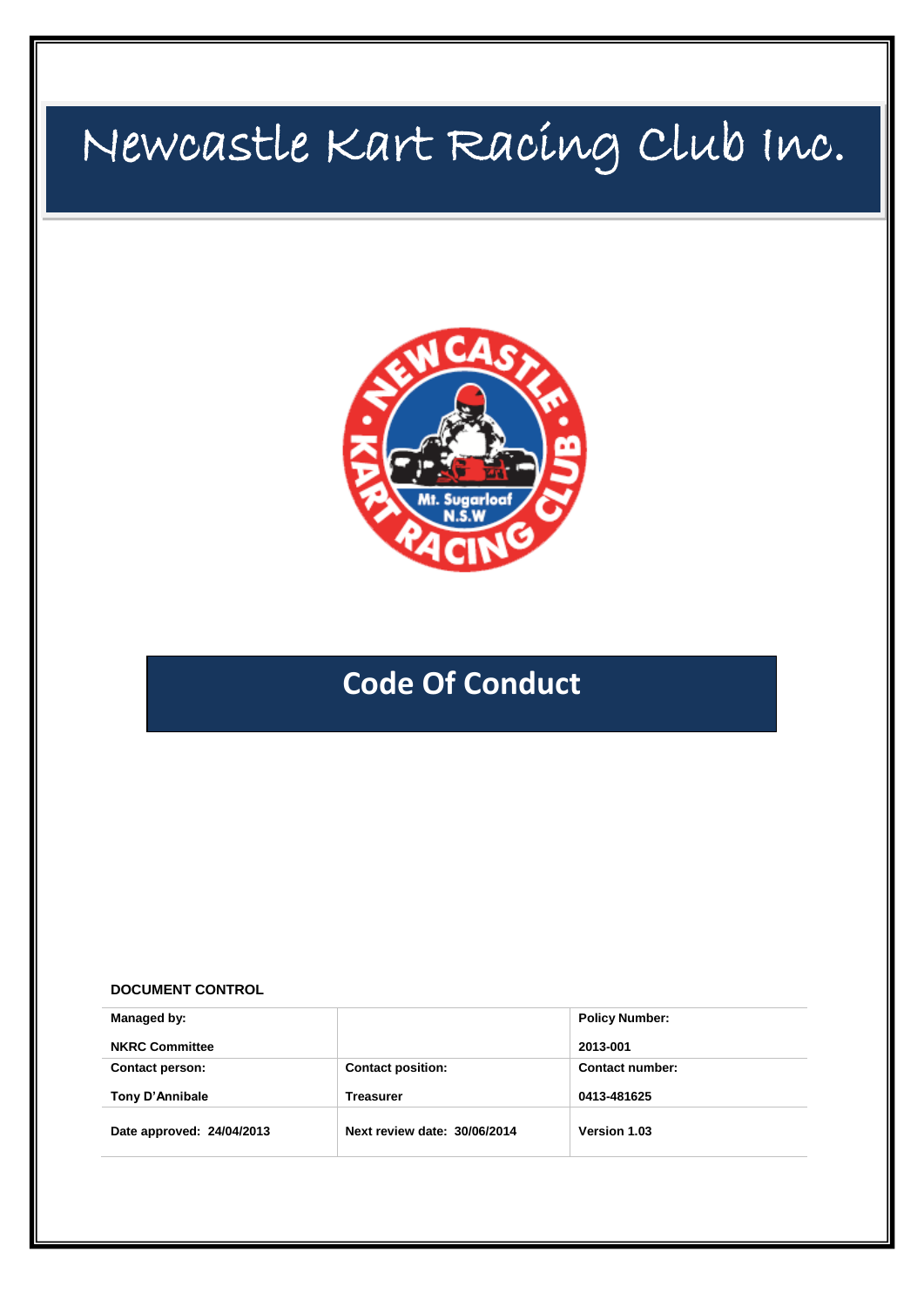# Newcastle Kart Racing Club Inc.

## Code Of Conduct

**DOCUMENT CONTROL**

| **Managed by:**<br>**NKRC Committee** | | **Policy Number:**<br>**2013-001** |
|---|---|---|
| **Contact person:**<br>**Tony D'Annibale** | **Contact position:**<br>**Treasurer** | **Contact number:**<br>**0413-481625** |
| **Date approved: 24/04/2013** | **Next review date: 30/06/2014** | **Version 1.03** |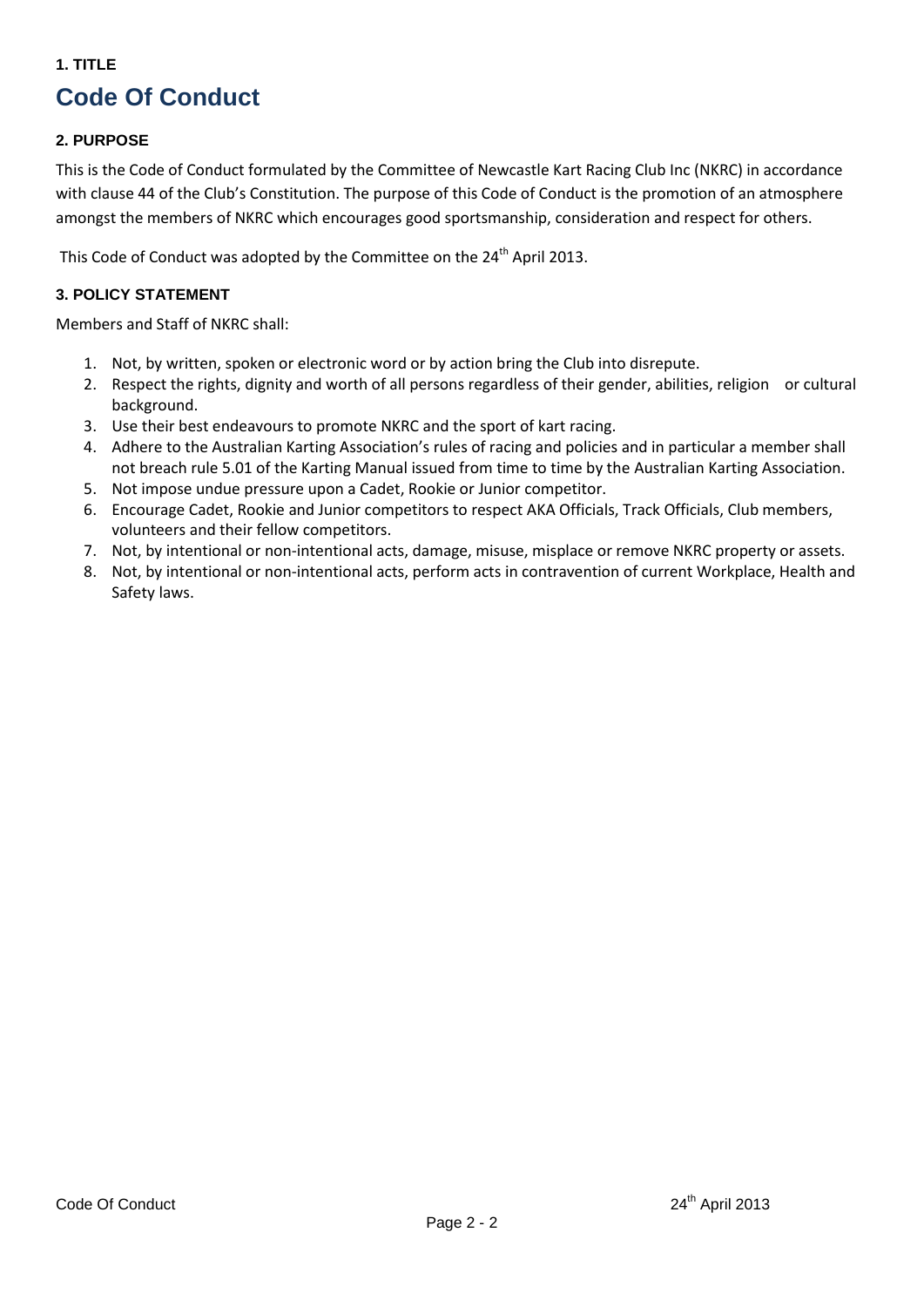### 1. TITLE

# Code Of Conduct

### 2. PURPOSE

This is the Code of Conduct formulated by the Committee of Newcastle Kart Racing Club Inc (NKRC) in accordance with clause 44 of the Club's Constitution. The purpose of this Code of Conduct is the promotion of an atmosphere amongst the members of NKRC which encourages good sportsmanship, consideration and respect for others.

This Code of Conduct was adopted by the Committee on the 24th April 2013.

### 3. POLICY STATEMENT

Members and Staff of NKRC shall:

1. Not, by written, spoken or electronic word or by action bring the Club into disrepute.
2. Respect the rights, dignity and worth of all persons regardless of their gender, abilities, religion or cultural background.
3. Use their best endeavours to promote NKRC and the sport of kart racing.
4. Adhere to the Australian Karting Association's rules of racing and policies and in particular a member shall not breach rule 5.01 of the Karting Manual issued from time to time by the Australian Karting Association.
5. Not impose undue pressure upon a Cadet, Rookie or Junior competitor.
6. Encourage Cadet, Rookie and Junior competitors to respect AKA Officials, Track Officials, Club members, volunteers and their fellow competitors.
7. Not, by intentional or non-intentional acts, damage, misuse, misplace or remove NKRC property or assets.
8. Not, by intentional or non-intentional acts, perform acts in contravention of current Workplace, Health and Safety laws.